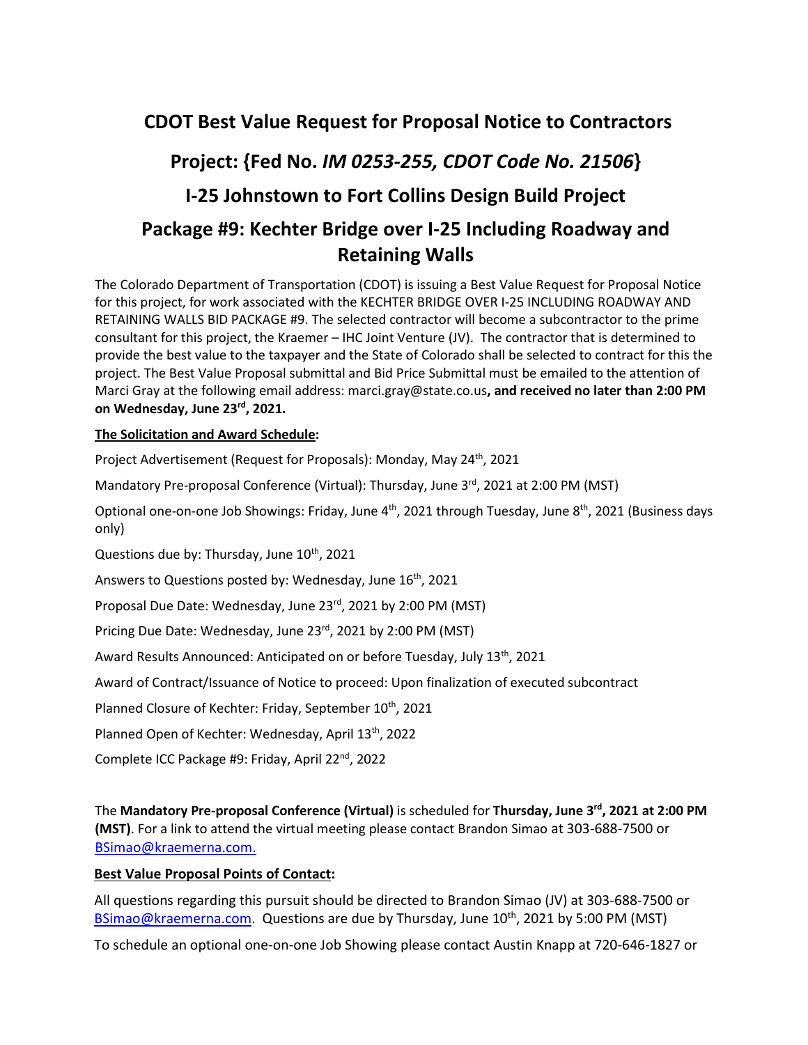# CDOT Best Value Request for Proposal Notice to Contractors

# Project: {Fed No. *IM 0253-255, CDOT Code No. 21506*}

# I-25 Johnstown to Fort Collins Design Build Project

# Package #9: Kechter Bridge over I-25 Including Roadway and Retaining Walls

The Colorado Department of Transportation (CDOT) is issuing a Best Value Request for Proposal Notice for this project, for work associated with the KECHTER BRIDGE OVER I-25 INCLUDING ROADWAY AND RETAINING WALLS BID PACKAGE #9. The selected contractor will become a subcontractor to the prime consultant for this project, the Kraemer – IHC Joint Venture (JV). The contractor that is determined to provide the best value to the taxpayer and the State of Colorado shall be selected to contract for this the project. The Best Value Proposal submittal and Bid Price Submittal must be emailed to the attention of Marci Gray at the following email address: marci.gray@state.co.us**, and received no later than 2:00 PM on Wednesday, June 23rd, 2021.**

**<u>The Solicitation and Award Schedule</u>:**

Project Advertisement (Request for Proposals): Monday, May 24th, 2021

Mandatory Pre-proposal Conference (Virtual): Thursday, June 3rd, 2021 at 2:00 PM (MST)

Optional one-on-one Job Showings: Friday, June 4th, 2021 through Tuesday, June 8th, 2021 (Business days only)

Questions due by: Thursday, June 10th, 2021

Answers to Questions posted by: Wednesday, June 16th, 2021

Proposal Due Date: Wednesday, June 23rd, 2021 by 2:00 PM (MST)

Pricing Due Date: Wednesday, June 23rd, 2021 by 2:00 PM (MST)

Award Results Announced: Anticipated on or before Tuesday, July 13th, 2021

Award of Contract/Issuance of Notice to proceed: Upon finalization of executed subcontract

Planned Closure of Kechter: Friday, September 10th, 2021

Planned Open of Kechter: Wednesday, April 13th, 2022

Complete ICC Package #9: Friday, April 22nd, 2022

The **Mandatory Pre-proposal Conference (Virtual)** is scheduled for **Thursday, June 3rd, 2021 at 2:00 PM (MST)**. For a link to attend the virtual meeting please contact Brandon Simao at 303-688-7500 or BSimao@kraemerna.com.

**<u>Best Value Proposal Points of Contact</u>:**

All questions regarding this pursuit should be directed to Brandon Simao (JV) at 303-688-7500 or BSimao@kraemerna.com. Questions are due by Thursday, June 10th, 2021 by 5:00 PM (MST)

To schedule an optional one-on-one Job Showing please contact Austin Knapp at 720-646-1827 or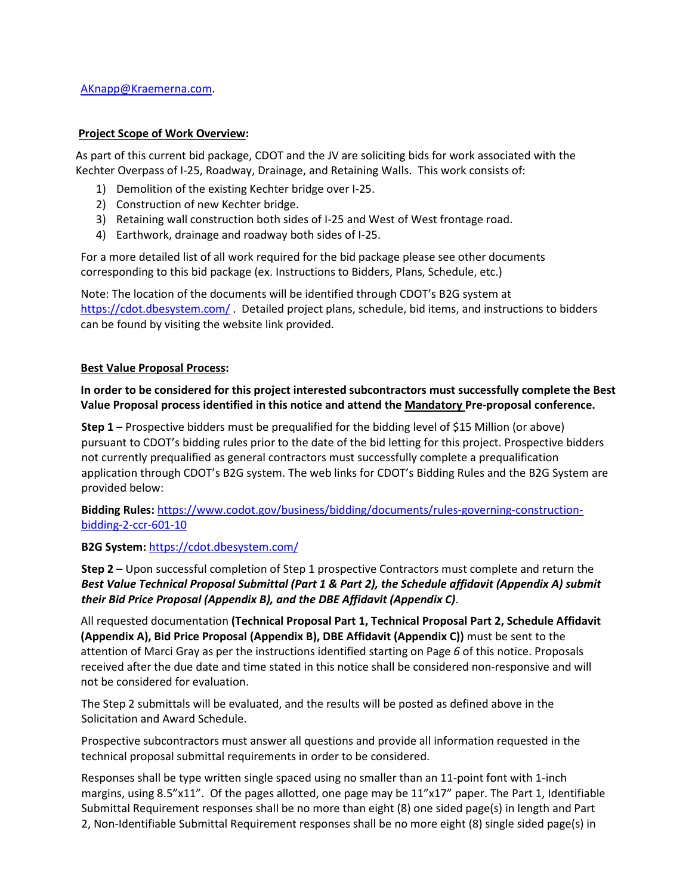AKnapp@Kraemerna.com.

**Project Scope of Work Overview:**

As part of this current bid package, CDOT and the JV are soliciting bids for work associated with the Kechter Overpass of I-25, Roadway, Drainage, and Retaining Walls. This work consists of:

1) Demolition of the existing Kechter bridge over I-25.
2) Construction of new Kechter bridge.
3) Retaining wall construction both sides of I-25 and West of West frontage road.
4) Earthwork, drainage and roadway both sides of I-25.

For a more detailed list of all work required for the bid package please see other documents corresponding to this bid package (ex. Instructions to Bidders, Plans, Schedule, etc.)

Note: The location of the documents will be identified through CDOT's B2G system at https://cdot.dbesystem.com/ . Detailed project plans, schedule, bid items, and instructions to bidders can be found by visiting the website link provided.

**Best Value Proposal Process:**

**In order to be considered for this project interested subcontractors must successfully complete the Best Value Proposal process identified in this notice and attend the Mandatory Pre-proposal conference.**

**Step 1** – Prospective bidders must be prequalified for the bidding level of $15 Million (or above) pursuant to CDOT's bidding rules prior to the date of the bid letting for this project. Prospective bidders not currently prequalified as general contractors must successfully complete a prequalification application through CDOT's B2G system. The web links for CDOT's Bidding Rules and the B2G System are provided below:

**Bidding Rules:** https://www.codot.gov/business/bidding/documents/rules-governing-construction-bidding-2-ccr-601-10

**B2G System:** https://cdot.dbesystem.com/

**Step 2** – Upon successful completion of Step 1 prospective Contractors must complete and return the ***Best Value Technical Proposal Submittal (Part 1 & Part 2), the Schedule affidavit (Appendix A) submit their Bid Price Proposal (Appendix B), and the DBE Affidavit (Appendix C)***.

All requested documentation **(Technical Proposal Part 1, Technical Proposal Part 2, Schedule Affidavit (Appendix A), Bid Price Proposal (Appendix B), DBE Affidavit (Appendix C))** must be sent to the attention of Marci Gray as per the instructions identified starting on Page *6* of this notice. Proposals received after the due date and time stated in this notice shall be considered non-responsive and will not be considered for evaluation.

The Step 2 submittals will be evaluated, and the results will be posted as defined above in the Solicitation and Award Schedule.

Prospective subcontractors must answer all questions and provide all information requested in the technical proposal submittal requirements in order to be considered.

Responses shall be type written single spaced using no smaller than an 11-point font with 1-inch margins, using 8.5"x11". Of the pages allotted, one page may be 11"x17" paper. The Part 1, Identifiable Submittal Requirement responses shall be no more than eight (8) one sided page(s) in length and Part 2, Non-Identifiable Submittal Requirement responses shall be no more eight (8) single sided page(s) in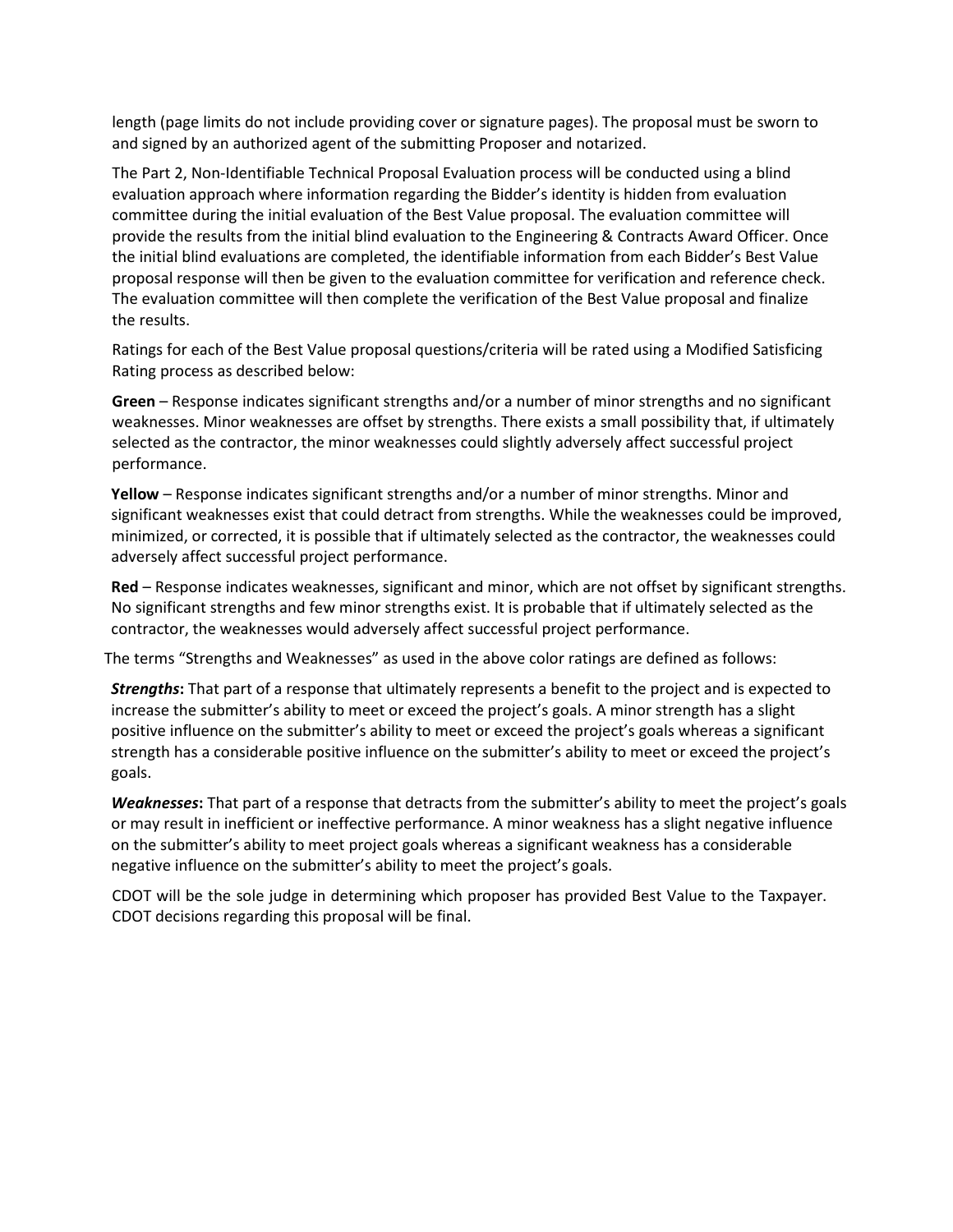length (page limits do not include providing cover or signature pages). The proposal must be sworn to and signed by an authorized agent of the submitting Proposer and notarized.

The Part 2, Non-Identifiable Technical Proposal Evaluation process will be conducted using a blind evaluation approach where information regarding the Bidder's identity is hidden from evaluation committee during the initial evaluation of the Best Value proposal. The evaluation committee will provide the results from the initial blind evaluation to the Engineering & Contracts Award Officer. Once the initial blind evaluations are completed, the identifiable information from each Bidder's Best Value proposal response will then be given to the evaluation committee for verification and reference check. The evaluation committee will then complete the verification of the Best Value proposal and finalize the results.

Ratings for each of the Best Value proposal questions/criteria will be rated using a Modified Satisficing Rating process as described below:

**Green** – Response indicates significant strengths and/or a number of minor strengths and no significant weaknesses. Minor weaknesses are offset by strengths. There exists a small possibility that, if ultimately selected as the contractor, the minor weaknesses could slightly adversely affect successful project performance.

**Yellow** – Response indicates significant strengths and/or a number of minor strengths. Minor and significant weaknesses exist that could detract from strengths. While the weaknesses could be improved, minimized, or corrected, it is possible that if ultimately selected as the contractor, the weaknesses could adversely affect successful project performance.

**Red** – Response indicates weaknesses, significant and minor, which are not offset by significant strengths. No significant strengths and few minor strengths exist. It is probable that if ultimately selected as the contractor, the weaknesses would adversely affect successful project performance.

The terms "Strengths and Weaknesses" as used in the above color ratings are defined as follows:

***Strengths*****:** That part of a response that ultimately represents a benefit to the project and is expected to increase the submitter's ability to meet or exceed the project's goals. A minor strength has a slight positive influence on the submitter's ability to meet or exceed the project's goals whereas a significant strength has a considerable positive influence on the submitter's ability to meet or exceed the project's goals.

***Weaknesses*****:** That part of a response that detracts from the submitter's ability to meet the project's goals or may result in inefficient or ineffective performance. A minor weakness has a slight negative influence on the submitter's ability to meet project goals whereas a significant weakness has a considerable negative influence on the submitter's ability to meet the project's goals.

CDOT will be the sole judge in determining which proposer has provided Best Value to the Taxpayer. CDOT decisions regarding this proposal will be final.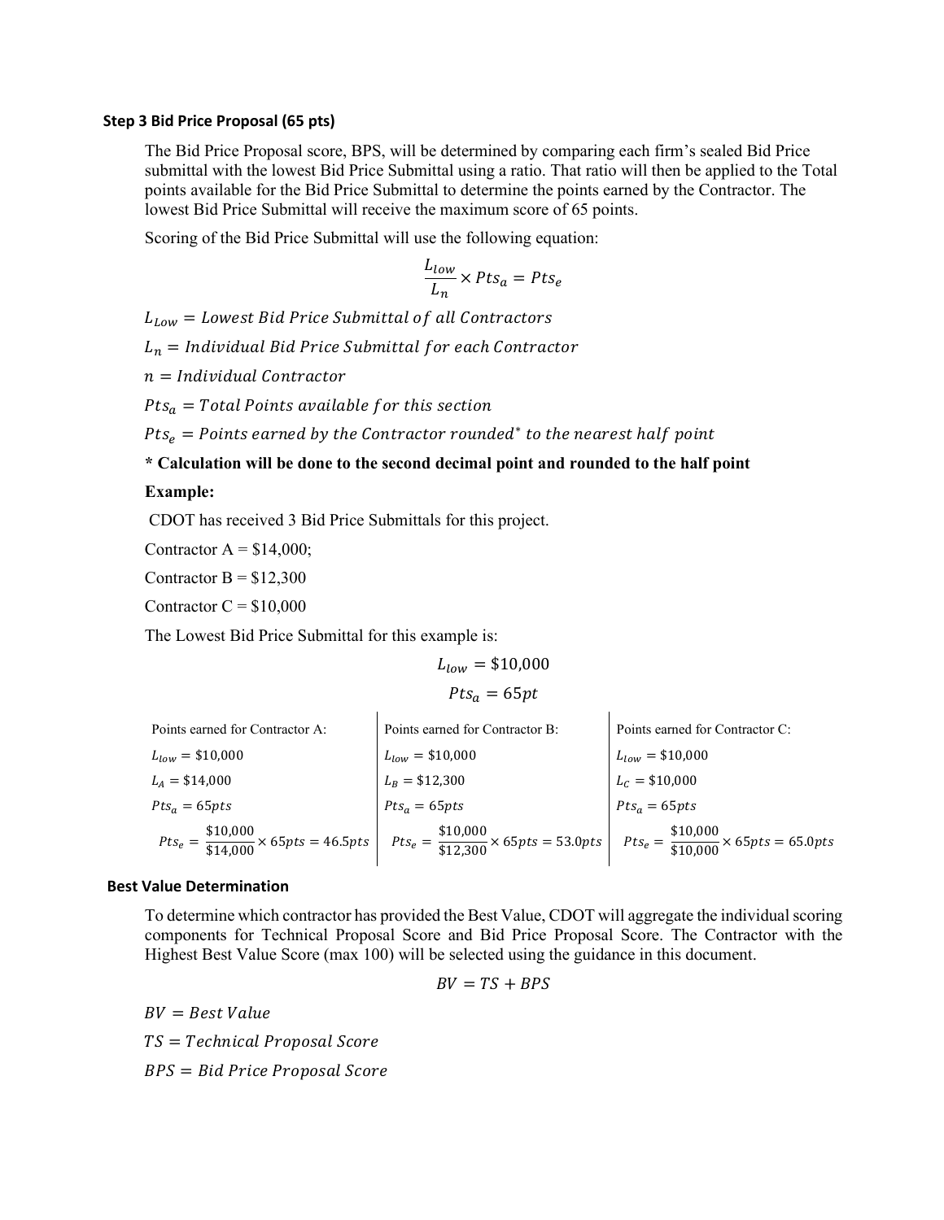### Step 3 Bid Price Proposal (65 pts)

The Bid Price Proposal score, BPS, will be determined by comparing each firm's sealed Bid Price submittal with the lowest Bid Price Submittal using a ratio. That ratio will then be applied to the Total points available for the Bid Price Submittal to determine the points earned by the Contractor. The lowest Bid Price Submittal will receive the maximum score of 65 points.

Scoring of the Bid Price Submittal will use the following equation:

$$\frac{L_{low}}{L_n} \times Pts_a = Pts_e$$

$L_{Low} = Lowest\ Bid\ Price\ Submittal\ of\ all\ Contractors$

$L_n = Individual\ Bid\ Price\ Submittal\ for\ each\ Contractor$

$n = Individual\ Contractor$

$Pts_a = Total\ Points\ available\ for\ this\ section$

$Pts_e = Points\ earned\ by\ the\ Contractor\ rounded^*\ to\ the\ nearest\ half\ point$

**\* Calculation will be done to the second decimal point and rounded to the half point**

**Example:**

CDOT has received 3 Bid Price Submittals for this project.

Contractor A = $14,000;

Contractor B = $12,300

Contractor C = $10,000

The Lowest Bid Price Submittal for this example is:

$$L_{low} = \$10{,}000$$

$$Pts_a = 65pt$$

| Points earned for Contractor A: | Points earned for Contractor B: | Points earned for Contractor C: |
|---|---|---|
| $L_{low} = \$10{,}000$ | $L_{low} = \$10{,}000$ | $L_{low} = \$10{,}000$ |
| $L_A = \$14{,}000$ | $L_B = \$12{,}300$ | $L_C = \$10{,}000$ |
| $Pts_a = 65pts$ | $Pts_a = 65pts$ | $Pts_a = 65pts$ |
| $Pts_e = \frac{\$10{,}000}{\$14{,}000} \times 65pts = 46.5pts$ | $Pts_e = \frac{\$10{,}000}{\$12{,}300} \times 65pts = 53.0pts$ | $Pts_e = \frac{\$10{,}000}{\$10{,}000} \times 65pts = 65.0pts$ |

### Best Value Determination

To determine which contractor has provided the Best Value, CDOT will aggregate the individual scoring components for Technical Proposal Score and Bid Price Proposal Score. The Contractor with the Highest Best Value Score (max 100) will be selected using the guidance in this document.

$$BV = TS + BPS$$

$BV = Best\ Value$

$TS = Technical\ Proposal\ Score$

$BPS = Bid\ Price\ Proposal\ Score$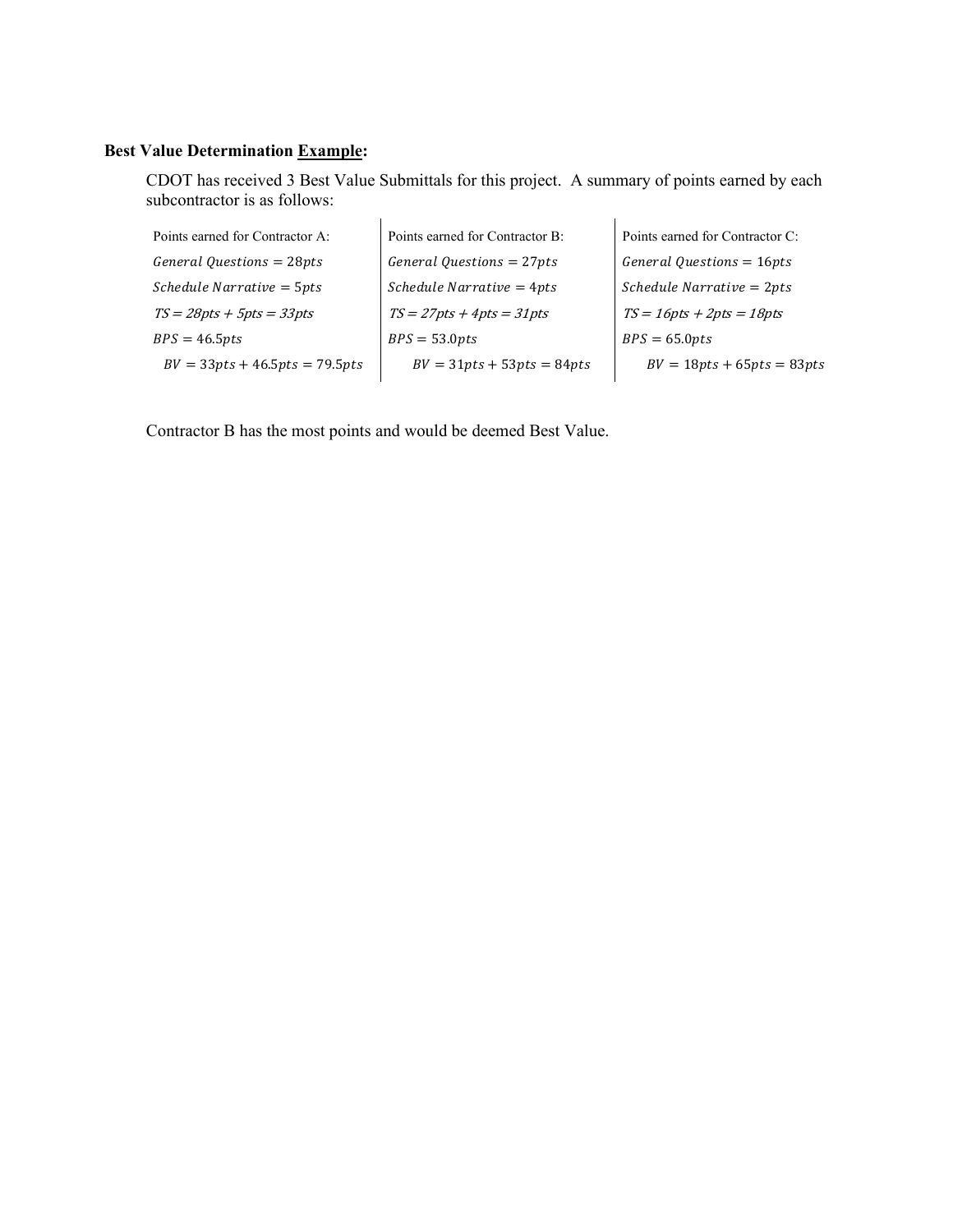**Best Value Determination Example:**

CDOT has received 3 Best Value Submittals for this project. A summary of points earned by each subcontractor is as follows:

| Points earned for Contractor A: | Points earned for Contractor B: | Points earned for Contractor C: |
| --- | --- | --- |
| $General\ Questions = 28pts$ | $General\ Questions = 27pts$ | $General\ Questions = 16pts$ |
| $Schedule\ Narrative = 5pts$ | $Schedule\ Narrative = 4pts$ | $Schedule\ Narrative = 2pts$ |
| $TS = 28pts + 5pts = 33pts$ | $TS = 27pts + 4pts = 31pts$ | $TS = 16pts + 2pts = 18pts$ |
| $BPS = 46.5pts$ | $BPS = 53.0pts$ | $BPS = 65.0pts$ |
| $BV = 33pts + 46.5pts = 79.5pts$ | $BV = 31pts + 53pts = 84pts$ | $BV = 18pts + 65pts = 83pts$ |

Contractor B has the most points and would be deemed Best Value.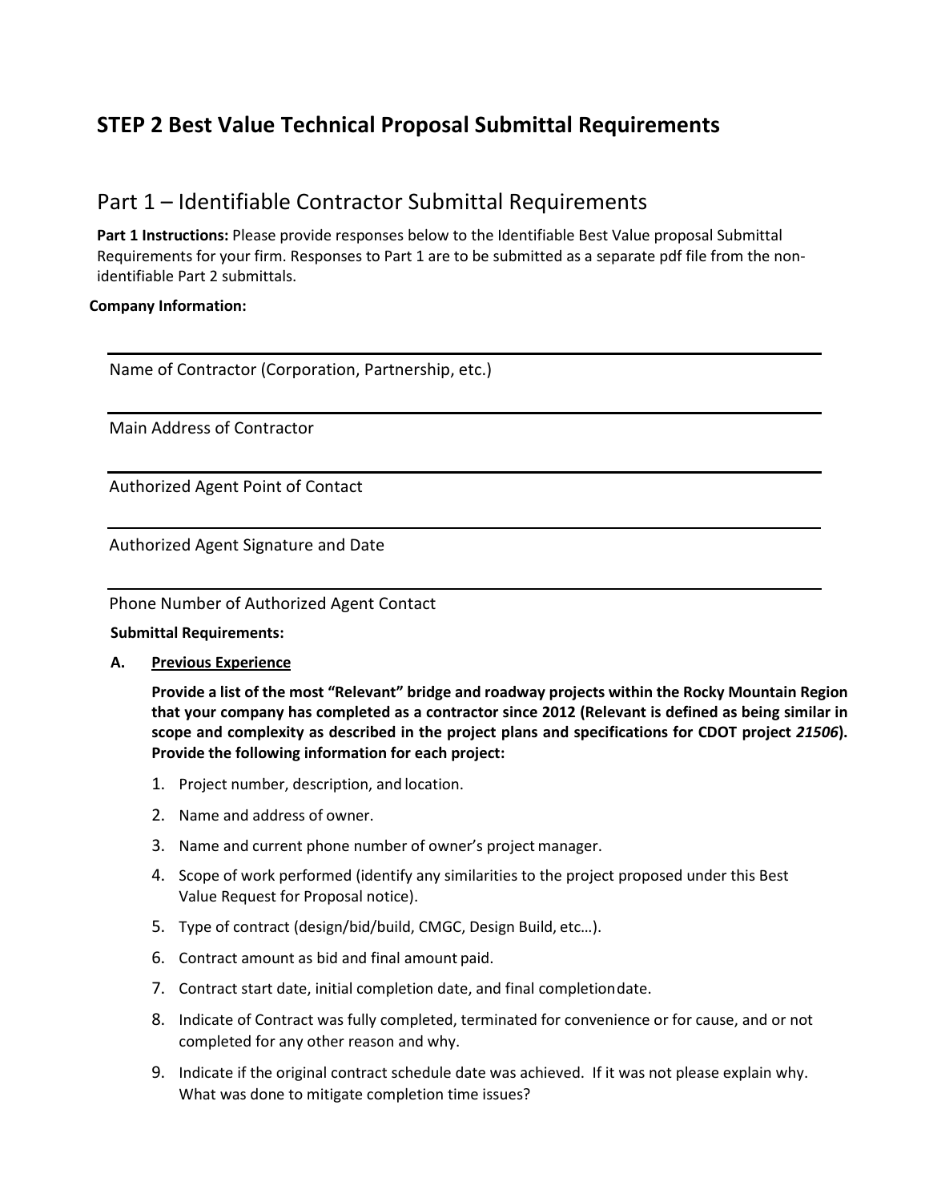# STEP 2 Best Value Technical Proposal Submittal Requirements

## Part 1 – Identifiable Contractor Submittal Requirements

**Part 1 Instructions:** Please provide responses below to the Identifiable Best Value proposal Submittal Requirements for your firm. Responses to Part 1 are to be submitted as a separate pdf file from the non-identifiable Part 2 submittals.

**Company Information:**

---

Name of Contractor (Corporation, Partnership, etc.)

---

Main Address of Contractor

---

Authorized Agent Point of Contact

---

Authorized Agent Signature and Date

---

Phone Number of Authorized Agent Contact

**Submittal Requirements:**

**A. <u>Previous Experience</u>**

**Provide a list of the most "Relevant" bridge and roadway projects within the Rocky Mountain Region that your company has completed as a contractor since 2012 (Relevant is defined as being similar in scope and complexity as described in the project plans and specifications for CDOT project *21506*). Provide the following information for each project:**

1. Project number, description, and location.
2. Name and address of owner.
3. Name and current phone number of owner's project manager.
4. Scope of work performed (identify any similarities to the project proposed under this Best Value Request for Proposal notice).
5. Type of contract (design/bid/build, CMGC, Design Build, etc…).
6. Contract amount as bid and final amount paid.
7. Contract start date, initial completion date, and final completion date.
8. Indicate of Contract was fully completed, terminated for convenience or for cause, and or not completed for any other reason and why.
9. Indicate if the original contract schedule date was achieved. If it was not please explain why. What was done to mitigate completion time issues?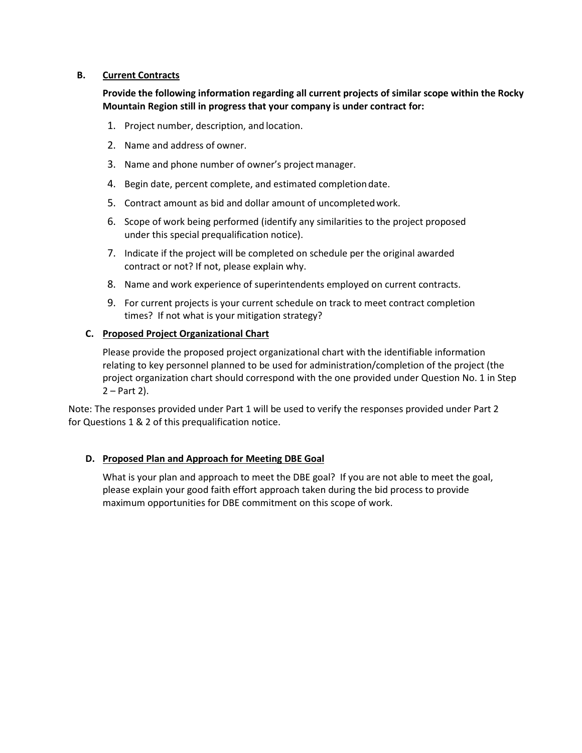### B. Current Contracts

**Provide the following information regarding all current projects of similar scope within the Rocky Mountain Region still in progress that your company is under contract for:**

1. Project number, description, and location.
2. Name and address of owner.
3. Name and phone number of owner's project manager.
4. Begin date, percent complete, and estimated completion date.
5. Contract amount as bid and dollar amount of uncompleted work.
6. Scope of work being performed (identify any similarities to the project proposed under this special prequalification notice).
7. Indicate if the project will be completed on schedule per the original awarded contract or not? If not, please explain why.
8. Name and work experience of superintendents employed on current contracts.
9. For current projects is your current schedule on track to meet contract completion times? If not what is your mitigation strategy?

### C. Proposed Project Organizational Chart

Please provide the proposed project organizational chart with the identifiable information relating to key personnel planned to be used for administration/completion of the project (the project organization chart should correspond with the one provided under Question No. 1 in Step 2 – Part 2).

Note: The responses provided under Part 1 will be used to verify the responses provided under Part 2 for Questions 1 & 2 of this prequalification notice.

### D. Proposed Plan and Approach for Meeting DBE Goal

What is your plan and approach to meet the DBE goal? If you are not able to meet the goal, please explain your good faith effort approach taken during the bid process to provide maximum opportunities for DBE commitment on this scope of work.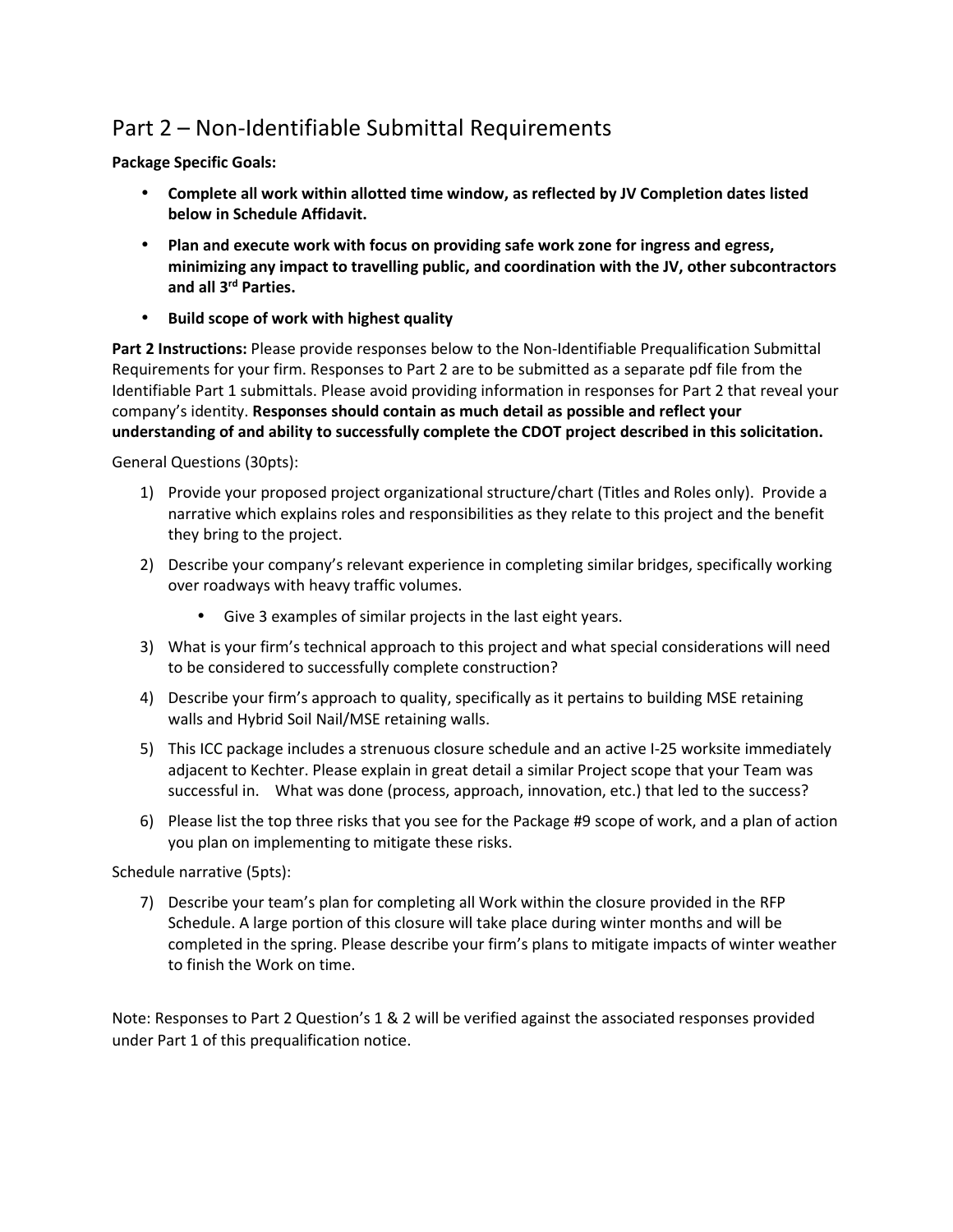## Part 2 – Non-Identifiable Submittal Requirements

**Package Specific Goals:**

- **Complete all work within allotted time window, as reflected by JV Completion dates listed below in Schedule Affidavit.**
- **Plan and execute work with focus on providing safe work zone for ingress and egress, minimizing any impact to travelling public, and coordination with the JV, other subcontractors and all 3rd Parties.**
- **Build scope of work with highest quality**

**Part 2 Instructions:** Please provide responses below to the Non-Identifiable Prequalification Submittal Requirements for your firm. Responses to Part 2 are to be submitted as a separate pdf file from the Identifiable Part 1 submittals. Please avoid providing information in responses for Part 2 that reveal your company's identity. **Responses should contain as much detail as possible and reflect your understanding of and ability to successfully complete the CDOT project described in this solicitation.**

General Questions (30pts):

1) Provide your proposed project organizational structure/chart (Titles and Roles only). Provide a narrative which explains roles and responsibilities as they relate to this project and the benefit they bring to the project.
2) Describe your company's relevant experience in completing similar bridges, specifically working over roadways with heavy traffic volumes.
    - Give 3 examples of similar projects in the last eight years.
3) What is your firm's technical approach to this project and what special considerations will need to be considered to successfully complete construction?
4) Describe your firm's approach to quality, specifically as it pertains to building MSE retaining walls and Hybrid Soil Nail/MSE retaining walls.
5) This ICC package includes a strenuous closure schedule and an active I-25 worksite immediately adjacent to Kechter. Please explain in great detail a similar Project scope that your Team was successful in. What was done (process, approach, innovation, etc.) that led to the success?
6) Please list the top three risks that you see for the Package #9 scope of work, and a plan of action you plan on implementing to mitigate these risks.

Schedule narrative (5pts):

7) Describe your team's plan for completing all Work within the closure provided in the RFP Schedule. A large portion of this closure will take place during winter months and will be completed in the spring. Please describe your firm's plans to mitigate impacts of winter weather to finish the Work on time.

Note: Responses to Part 2 Question's 1 & 2 will be verified against the associated responses provided under Part 1 of this prequalification notice.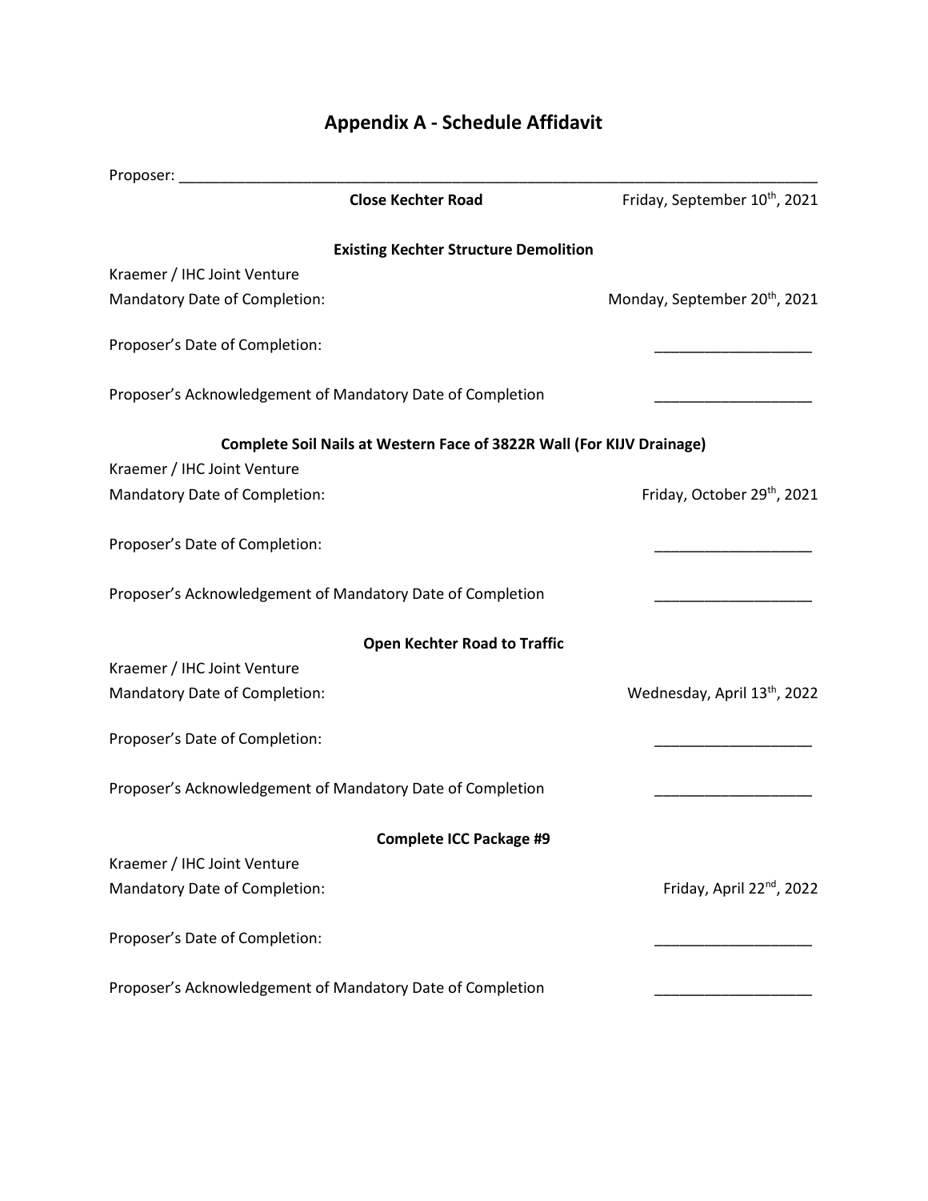# Appendix A - Schedule Affidavit

Proposer: ______________________________________________________________________________

**Close Kechter Road** Friday, September 10th, 2021

**Existing Kechter Structure Demolition**

Kraemer / IHC Joint Venture

Mandatory Date of Completion: Monday, September 20th, 2021

Proposer's Date of Completion: ___________________

Proposer's Acknowledgement of Mandatory Date of Completion ___________________

**Complete Soil Nails at Western Face of 3822R Wall (For KIJV Drainage)**

Kraemer / IHC Joint Venture

Mandatory Date of Completion: Friday, October 29th, 2021

Proposer's Date of Completion: ___________________

Proposer's Acknowledgement of Mandatory Date of Completion ___________________

**Open Kechter Road to Traffic**

Kraemer / IHC Joint Venture

Mandatory Date of Completion: Wednesday, April 13th, 2022

Proposer's Date of Completion: ___________________

Proposer's Acknowledgement of Mandatory Date of Completion ___________________

**Complete ICC Package #9**

Kraemer / IHC Joint Venture

Mandatory Date of Completion: Friday, April 22nd, 2022

Proposer's Date of Completion: ___________________

Proposer's Acknowledgement of Mandatory Date of Completion ___________________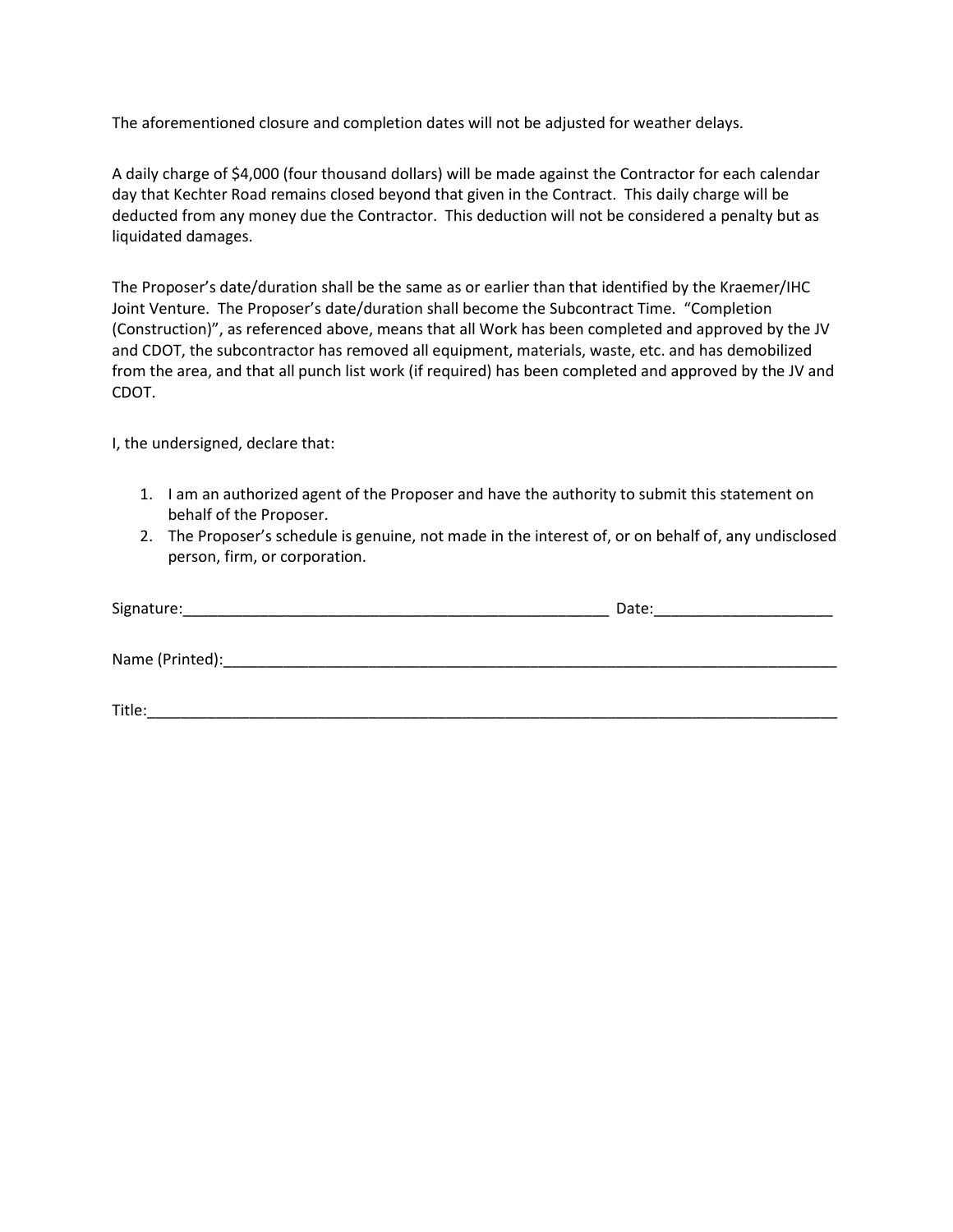The aforementioned closure and completion dates will not be adjusted for weather delays.

A daily charge of $4,000 (four thousand dollars) will be made against the Contractor for each calendar day that Kechter Road remains closed beyond that given in the Contract. This daily charge will be deducted from any money due the Contractor. This deduction will not be considered a penalty but as liquidated damages.

The Proposer's date/duration shall be the same as or earlier than that identified by the Kraemer/IHC Joint Venture. The Proposer's date/duration shall become the Subcontract Time. "Completion (Construction)", as referenced above, means that all Work has been completed and approved by the JV and CDOT, the subcontractor has removed all equipment, materials, waste, etc. and has demobilized from the area, and that all punch list work (if required) has been completed and approved by the JV and CDOT.

I, the undersigned, declare that:

1. I am an authorized agent of the Proposer and have the authority to submit this statement on behalf of the Proposer.
2. The Proposer's schedule is genuine, not made in the interest of, or on behalf of, any undisclosed person, firm, or corporation.

Signature:_____________________________________________________ Date:_____________________

Name (Printed):____________________________________________________________________________

Title:______________________________________________________________________________________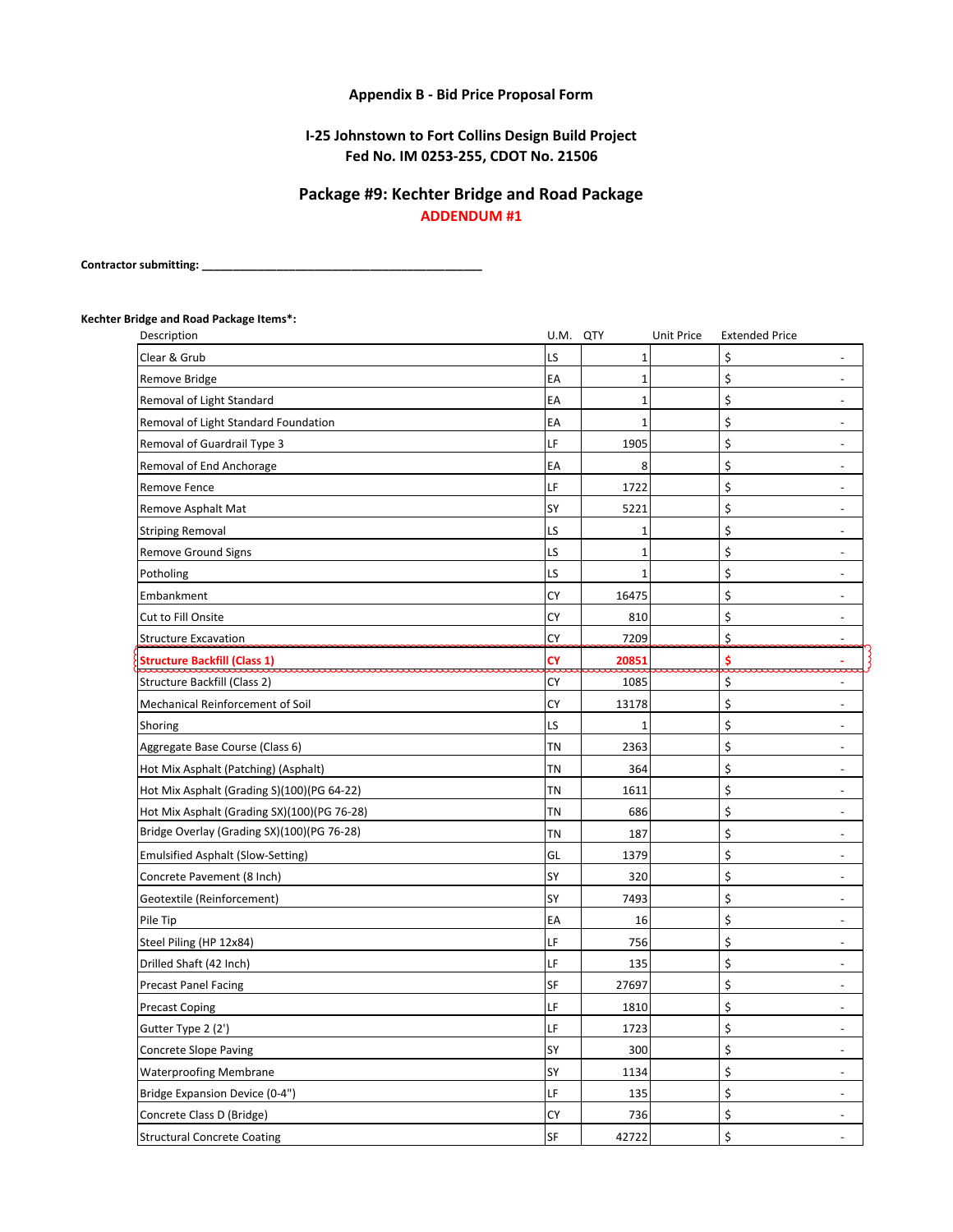**Appendix B - Bid Price Proposal Form**

**I-25 Johnstown to Fort Collins Design Build Project**
**Fed No. IM 0253-255, CDOT No. 21506**

## Package #9: Kechter Bridge and Road Package

**ADDENDUM #1**

**Contractor submitting: ____________________________________________**

**Kechter Bridge and Road Package Items*:**

| Description | U.M. | QTY | Unit Price | Extended Price |
|---|---|---|---|---|
| Clear & Grub | LS | 1 | | $ - |
| Remove Bridge | EA | 1 | | $ - |
| Removal of Light Standard | EA | 1 | | $ - |
| Removal of Light Standard Foundation | EA | 1 | | $ - |
| Removal of Guardrail Type 3 | LF | 1905 | | $ - |
| Removal of End Anchorage | EA | 8 | | $ - |
| Remove Fence | LF | 1722 | | $ - |
| Remove Asphalt Mat | SY | 5221 | | $ - |
| Striping Removal | LS | 1 | | $ - |
| Remove Ground Signs | LS | 1 | | $ - |
| Potholing | LS | 1 | | $ - |
| Embankment | CY | 16475 | | $ - |
| Cut to Fill Onsite | CY | 810 | | $ - |
| Structure Excavation | CY | 7209 | | $ - |
| Structure Backfill (Class 1) | CY | 20851 | | $ - |
| Structure Backfill (Class 2) | CY | 1085 | | $ - |
| Mechanical Reinforcement of Soil | CY | 13178 | | $ - |
| Shoring | LS | 1 | | $ - |
| Aggregate Base Course (Class 6) | TN | 2363 | | $ - |
| Hot Mix Asphalt (Patching) (Asphalt) | TN | 364 | | $ - |
| Hot Mix Asphalt (Grading S)(100)(PG 64-22) | TN | 1611 | | $ - |
| Hot Mix Asphalt (Grading SX)(100)(PG 76-28) | TN | 686 | | $ - |
| Bridge Overlay (Grading SX)(100)(PG 76-28) | TN | 187 | | $ - |
| Emulsified Asphalt (Slow-Setting) | GL | 1379 | | $ - |
| Concrete Pavement (8 Inch) | SY | 320 | | $ - |
| Geotextile (Reinforcement) | SY | 7493 | | $ - |
| Pile Tip | EA | 16 | | $ - |
| Steel Piling (HP 12x84) | LF | 756 | | $ - |
| Drilled Shaft (42 Inch) | LF | 135 | | $ - |
| Precast Panel Facing | SF | 27697 | | $ - |
| Precast Coping | LF | 1810 | | $ - |
| Gutter Type 2 (2') | LF | 1723 | | $ - |
| Concrete Slope Paving | SY | 300 | | $ - |
| Waterproofing Membrane | SY | 1134 | | $ - |
| Bridge Expansion Device (0-4") | LF | 135 | | $ - |
| Concrete Class D (Bridge) | CY | 736 | | $ - |
| Structural Concrete Coating | SF | 42722 | | $ - |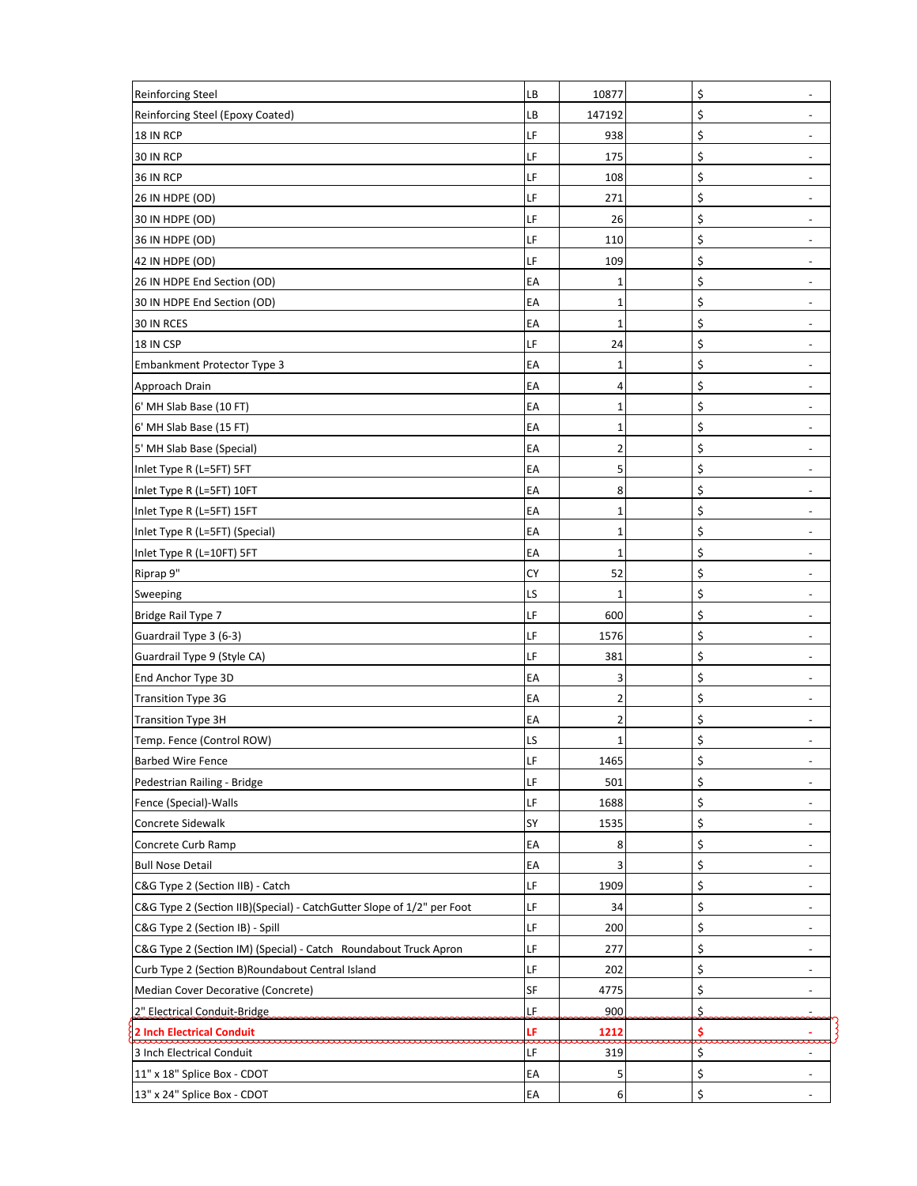| | | | | |
|---|---|---|---|---|
| Reinforcing Steel | LB | 10877 | | $ - |
| Reinforcing Steel (Epoxy Coated) | LB | 147192 | | $ - |
| 18 IN RCP | LF | 938 | | $ - |
| 30 IN RCP | LF | 175 | | $ - |
| 36 IN RCP | LF | 108 | | $ - |
| 26 IN HDPE (OD) | LF | 271 | | $ - |
| 30 IN HDPE (OD) | LF | 26 | | $ - |
| 36 IN HDPE (OD) | LF | 110 | | $ - |
| 42 IN HDPE (OD) | LF | 109 | | $ - |
| 26 IN HDPE End Section (OD) | EA | 1 | | $ - |
| 30 IN HDPE End Section (OD) | EA | 1 | | $ - |
| 30 IN RCES | EA | 1 | | $ - |
| 18 IN CSP | LF | 24 | | $ - |
| Embankment Protector Type 3 | EA | 1 | | $ - |
| Approach Drain | EA | 4 | | $ - |
| 6' MH Slab Base (10 FT) | EA | 1 | | $ - |
| 6' MH Slab Base (15 FT) | EA | 1 | | $ - |
| 5' MH Slab Base (Special) | EA | 2 | | $ - |
| Inlet Type R (L=5FT) 5FT | EA | 5 | | $ - |
| Inlet Type R (L=5FT) 10FT | EA | 8 | | $ - |
| Inlet Type R (L=5FT) 15FT | EA | 1 | | $ - |
| Inlet Type R (L=5FT) (Special) | EA | 1 | | $ - |
| Inlet Type R (L=10FT) 5FT | EA | 1 | | $ - |
| Riprap 9" | CY | 52 | | $ - |
| Sweeping | LS | 1 | | $ - |
| Bridge Rail Type 7 | LF | 600 | | $ - |
| Guardrail Type 3 (6-3) | LF | 1576 | | $ - |
| Guardrail Type 9 (Style CA) | LF | 381 | | $ - |
| End Anchor Type 3D | EA | 3 | | $ - |
| Transition Type 3G | EA | 2 | | $ - |
| Transition Type 3H | EA | 2 | | $ - |
| Temp. Fence (Control ROW) | LS | 1 | | $ - |
| Barbed Wire Fence | LF | 1465 | | $ - |
| Pedestrian Railing - Bridge | LF | 501 | | $ - |
| Fence (Special)-Walls | LF | 1688 | | $ - |
| Concrete Sidewalk | SY | 1535 | | $ - |
| Concrete Curb Ramp | EA | 8 | | $ - |
| Bull Nose Detail | EA | 3 | | $ - |
| C&G Type 2 (Section IIB) - Catch | LF | 1909 | | $ - |
| C&G Type 2 (Section IIB)(Special) - CatchGutter Slope of 1/2" per Foot | LF | 34 | | $ - |
| C&G Type 2 (Section IB) - Spill | LF | 200 | | $ - |
| C&G Type 2 (Section IM) (Special) - Catch Roundabout Truck Apron | LF | 277 | | $ - |
| Curb Type 2 (Section B)Roundabout Central Island | LF | 202 | | $ - |
| Median Cover Decorative (Concrete) | SF | 4775 | | $ - |
| 2" Electrical Conduit-Bridge | LF | 900 | | $ - |
| **2 Inch Electrical Conduit** | **LF** | **1212** | | **$ -** |
| 3 Inch Electrical Conduit | LF | 319 | | $ - |
| 11" x 18" Splice Box - CDOT | EA | 5 | | $ - |
| 13" x 24" Splice Box - CDOT | EA | 6 | | $ - |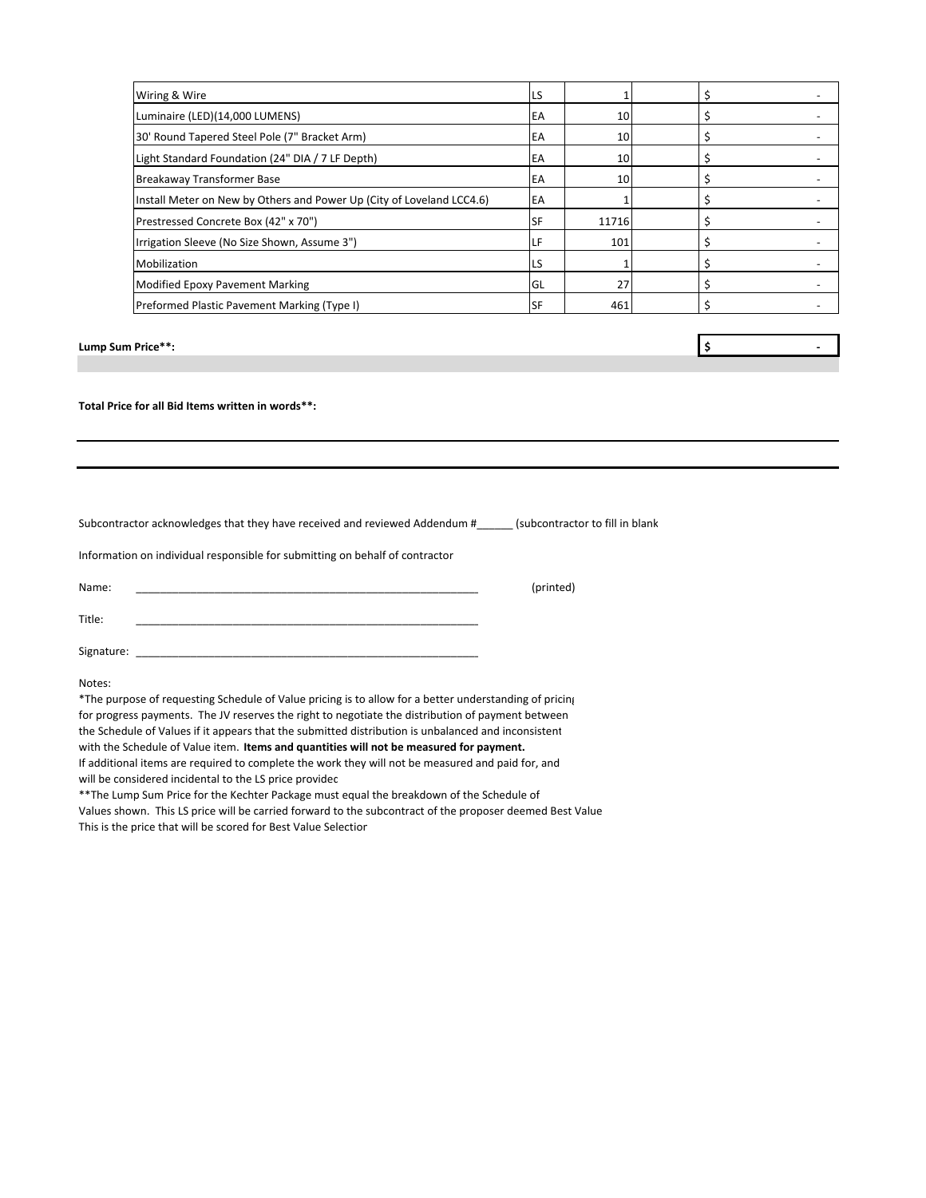| | | | | |
|---|---|---|---|---|
| Wiring & Wire | LS | 1 | | $ - |
| Luminaire (LED)(14,000 LUMENS) | EA | 10 | | $ - |
| 30' Round Tapered Steel Pole (7" Bracket Arm) | EA | 10 | | $ - |
| Light Standard Foundation (24" DIA / 7 LF Depth) | EA | 10 | | $ - |
| Breakaway Transformer Base | EA | 10 | | $ - |
| Install Meter on New by Others and Power Up (City of Loveland LCC4.6) | EA | 1 | | $ - |
| Prestressed Concrete Box (42" x 70") | SF | 11716 | | $ - |
| Irrigation Sleeve (No Size Shown, Assume 3") | LF | 101 | | $ - |
| Mobilization | LS | 1 | | $ - |
| Modified Epoxy Pavement Marking | GL | 27 | | $ - |
| Preformed Plastic Pavement Marking (Type I) | SF | 461 | | $ - |

**Lump Sum Price**:** $ -

**Total Price for all Bid Items written in words**:**

\_\_\_\_\_\_\_\_\_\_\_\_\_\_\_\_\_\_\_\_\_\_\_\_\_\_\_\_\_\_\_\_\_\_\_\_\_\_\_\_\_\_\_\_\_\_\_\_\_\_\_\_\_\_\_\_

\_\_\_\_\_\_\_\_\_\_\_\_\_\_\_\_\_\_\_\_\_\_\_\_\_\_\_\_\_\_\_\_\_\_\_\_\_\_\_\_\_\_\_\_\_\_\_\_\_\_\_\_\_\_\_\_

Subcontractor acknowledges that they have received and reviewed Addendum #______ (subcontractor to fill in blank

Information on individual responsible for submitting on behalf of contractor

Name: ___________________________________________________________ (printed)

Title: ___________________________________________________________

Signature: ___________________________________________________________

Notes:
*The purpose of requesting Schedule of Value pricing is to allow for a better understanding of pricing for progress payments. The JV reserves the right to negotiate the distribution of payment between the Schedule of Values if it appears that the submitted distribution is unbalanced and inconsistent with the Schedule of Value item. **Items and quantities will not be measured for payment.**
If additional items are required to complete the work they will not be measured and paid for, and will be considered incidental to the LS price provided
**The Lump Sum Price for the Kechter Package must equal the breakdown of the Schedule of Values shown. This LS price will be carried forward to the subcontract of the proposer deemed Best Value
This is the price that will be scored for Best Value Selection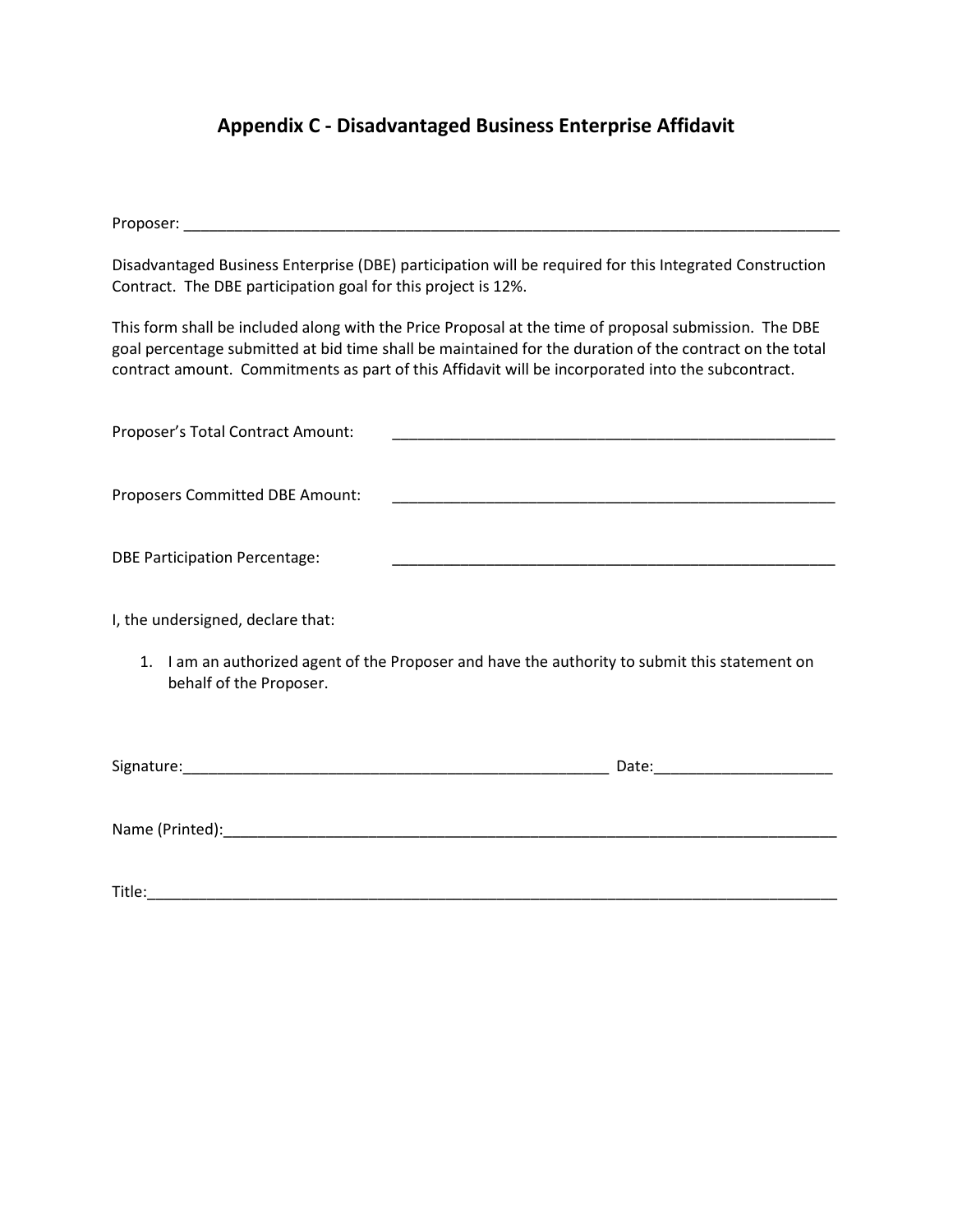# Appendix C - Disadvantaged Business Enterprise Affidavit

Proposer: ________________________________________________________________________________

Disadvantaged Business Enterprise (DBE) participation will be required for this Integrated Construction Contract. The DBE participation goal for this project is 12%.

This form shall be included along with the Price Proposal at the time of proposal submission. The DBE goal percentage submitted at bid time shall be maintained for the duration of the contract on the total contract amount. Commitments as part of this Affidavit will be incorporated into the subcontract.

Proposer's Total Contract Amount: ______________________________________________________

Proposers Committed DBE Amount: ______________________________________________________

DBE Participation Percentage: ______________________________________________________

I, the undersigned, declare that:

1. I am an authorized agent of the Proposer and have the authority to submit this statement on behalf of the Proposer.

Signature:_____________________________________________________ Date:_____________________

Name (Printed):__________________________________________________________________________

Title:_________________________________________________________________________________